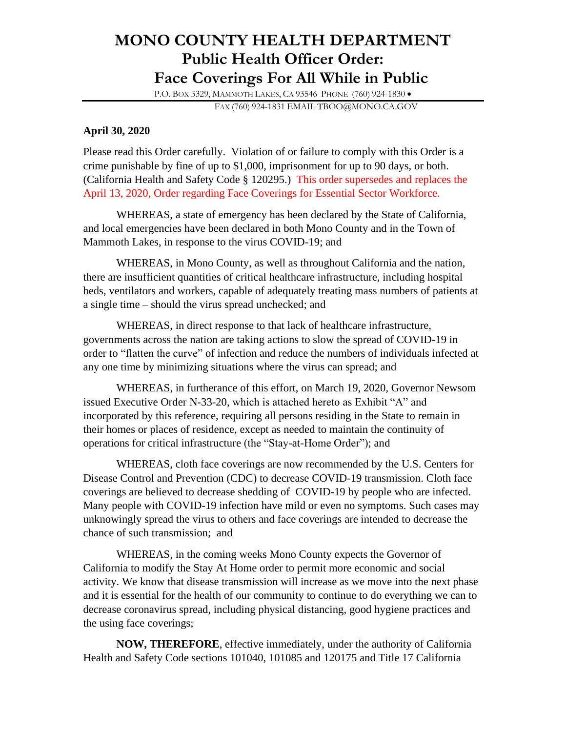# MONO COUNTY HEALTH DEPARTMENT
## Public Health Officer Order:
## Face Coverings For All While in Public

P.O. BOX 3329, MAMMOTH LAKES, CA 93546 PHONE (760) 924-1830 • FAX (760) 924-1831 EMAIL TBOO@MONO.CA.GOV

**April 30, 2020**

Please read this Order carefully. Violation of or failure to comply with this Order is a crime punishable by fine of up to $1,000, imprisonment for up to 90 days, or both. (California Health and Safety Code § 120295.) This order supersedes and replaces the April 13, 2020, Order regarding Face Coverings for Essential Sector Workforce.

WHEREAS, a state of emergency has been declared by the State of California, and local emergencies have been declared in both Mono County and in the Town of Mammoth Lakes, in response to the virus COVID-19; and

WHEREAS, in Mono County, as well as throughout California and the nation, there are insufficient quantities of critical healthcare infrastructure, including hospital beds, ventilators and workers, capable of adequately treating mass numbers of patients at a single time – should the virus spread unchecked; and

WHEREAS, in direct response to that lack of healthcare infrastructure, governments across the nation are taking actions to slow the spread of COVID-19 in order to "flatten the curve" of infection and reduce the numbers of individuals infected at any one time by minimizing situations where the virus can spread; and

WHEREAS, in furtherance of this effort, on March 19, 2020, Governor Newsom issued Executive Order N-33-20, which is attached hereto as Exhibit "A" and incorporated by this reference, requiring all persons residing in the State to remain in their homes or places of residence, except as needed to maintain the continuity of operations for critical infrastructure (the "Stay-at-Home Order"); and

WHEREAS, cloth face coverings are now recommended by the U.S. Centers for Disease Control and Prevention (CDC) to decrease COVID-19 transmission. Cloth face coverings are believed to decrease shedding of COVID-19 by people who are infected. Many people with COVID-19 infection have mild or even no symptoms. Such cases may unknowingly spread the virus to others and face coverings are intended to decrease the chance of such transmission; and

WHEREAS, in the coming weeks Mono County expects the Governor of California to modify the Stay At Home order to permit more economic and social activity. We know that disease transmission will increase as we move into the next phase and it is essential for the health of our community to continue to do everything we can to decrease coronavirus spread, including physical distancing, good hygiene practices and the using face coverings;

**NOW, THEREFORE**, effective immediately, under the authority of California Health and Safety Code sections 101040, 101085 and 120175 and Title 17 California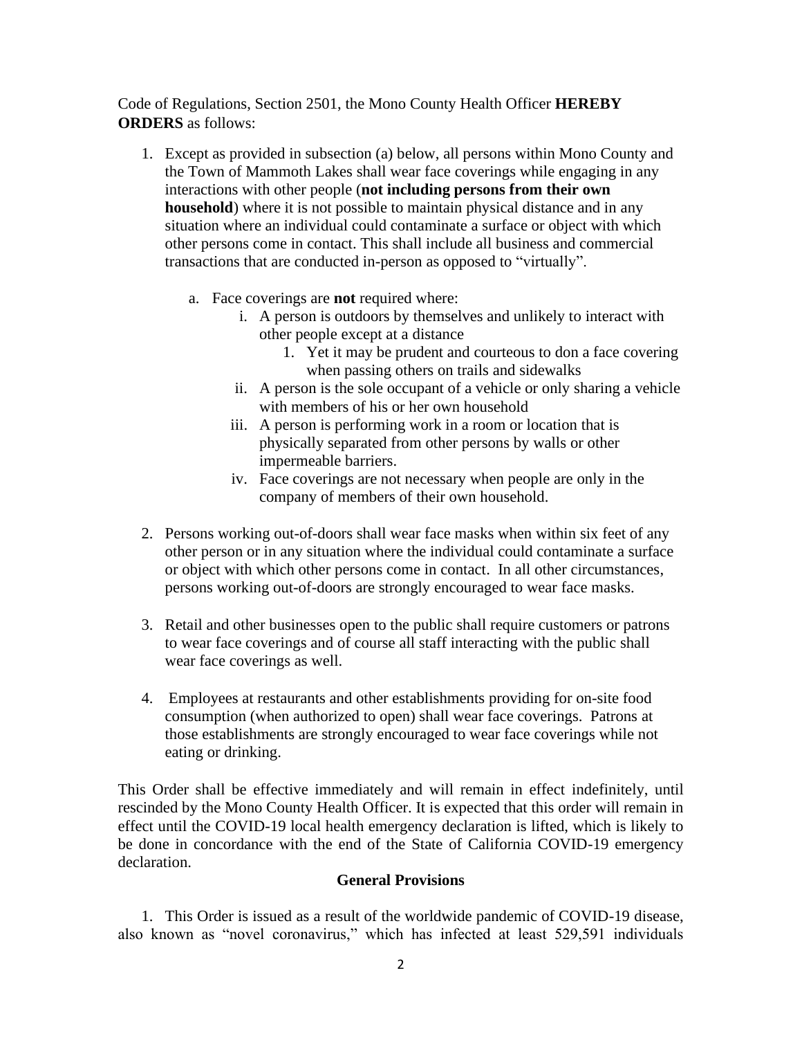Code of Regulations, Section 2501, the Mono County Health Officer **HEREBY ORDERS** as follows:

1. Except as provided in subsection (a) below, all persons within Mono County and the Town of Mammoth Lakes shall wear face coverings while engaging in any interactions with other people (**not including persons from their own household**) where it is not possible to maintain physical distance and in any situation where an individual could contaminate a surface or object with which other persons come in contact. This shall include all business and commercial transactions that are conducted in-person as opposed to "virtually".

    a. Face coverings are **not** required where:

        i. A person is outdoors by themselves and unlikely to interact with other people except at a distance

            1. Yet it may be prudent and courteous to don a face covering when passing others on trails and sidewalks

        ii. A person is the sole occupant of a vehicle or only sharing a vehicle with members of his or her own household

        iii. A person is performing work in a room or location that is physically separated from other persons by walls or other impermeable barriers.

        iv. Face coverings are not necessary when people are only in the company of members of their own household.

2. Persons working out-of-doors shall wear face masks when within six feet of any other person or in any situation where the individual could contaminate a surface or object with which other persons come in contact. In all other circumstances, persons working out-of-doors are strongly encouraged to wear face masks.

3. Retail and other businesses open to the public shall require customers or patrons to wear face coverings and of course all staff interacting with the public shall wear face coverings as well.

4. Employees at restaurants and other establishments providing for on-site food consumption (when authorized to open) shall wear face coverings. Patrons at those establishments are strongly encouraged to wear face coverings while not eating or drinking.

This Order shall be effective immediately and will remain in effect indefinitely, until rescinded by the Mono County Health Officer. It is expected that this order will remain in effect until the COVID-19 local health emergency declaration is lifted, which is likely to be done in concordance with the end of the State of California COVID-19 emergency declaration.

**General Provisions**

1. This Order is issued as a result of the worldwide pandemic of COVID-19 disease, also known as "novel coronavirus," which has infected at least 529,591 individuals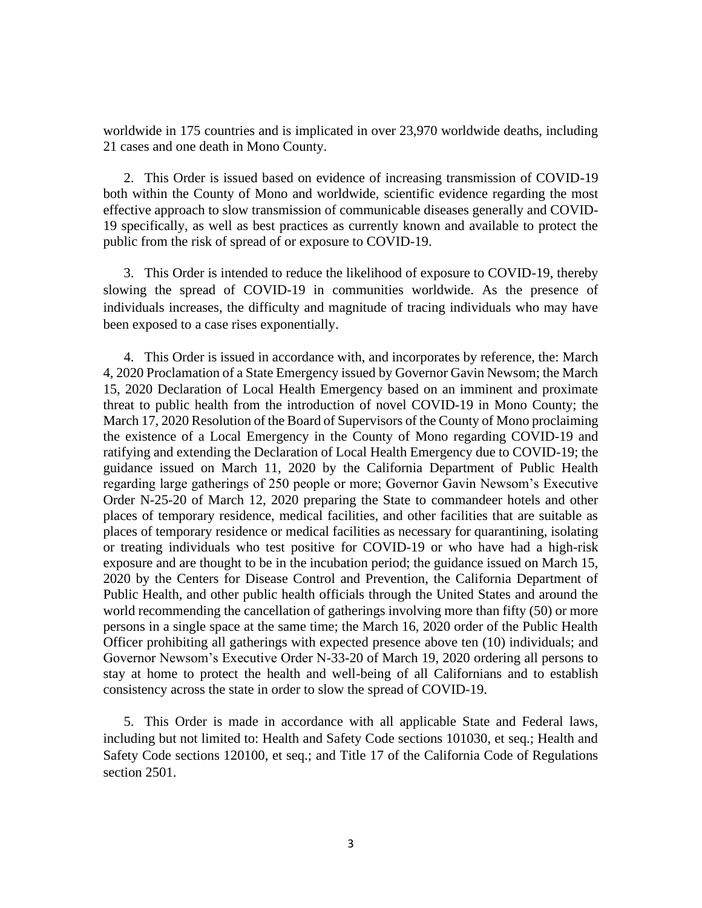worldwide in 175 countries and is implicated in over 23,970 worldwide deaths, including 21 cases and one death in Mono County.

2. This Order is issued based on evidence of increasing transmission of COVID-19 both within the County of Mono and worldwide, scientific evidence regarding the most effective approach to slow transmission of communicable diseases generally and COVID-19 specifically, as well as best practices as currently known and available to protect the public from the risk of spread of or exposure to COVID-19.

3. This Order is intended to reduce the likelihood of exposure to COVID-19, thereby slowing the spread of COVID-19 in communities worldwide. As the presence of individuals increases, the difficulty and magnitude of tracing individuals who may have been exposed to a case rises exponentially.

4. This Order is issued in accordance with, and incorporates by reference, the: March 4, 2020 Proclamation of a State Emergency issued by Governor Gavin Newsom; the March 15, 2020 Declaration of Local Health Emergency based on an imminent and proximate threat to public health from the introduction of novel COVID-19 in Mono County; the March 17, 2020 Resolution of the Board of Supervisors of the County of Mono proclaiming the existence of a Local Emergency in the County of Mono regarding COVID-19 and ratifying and extending the Declaration of Local Health Emergency due to COVID-19; the guidance issued on March 11, 2020 by the California Department of Public Health regarding large gatherings of 250 people or more; Governor Gavin Newsom's Executive Order N-25-20 of March 12, 2020 preparing the State to commandeer hotels and other places of temporary residence, medical facilities, and other facilities that are suitable as places of temporary residence or medical facilities as necessary for quarantining, isolating or treating individuals who test positive for COVID-19 or who have had a high-risk exposure and are thought to be in the incubation period; the guidance issued on March 15, 2020 by the Centers for Disease Control and Prevention, the California Department of Public Health, and other public health officials through the United States and around the world recommending the cancellation of gatherings involving more than fifty (50) or more persons in a single space at the same time; the March 16, 2020 order of the Public Health Officer prohibiting all gatherings with expected presence above ten (10) individuals; and Governor Newsom's Executive Order N-33-20 of March 19, 2020 ordering all persons to stay at home to protect the health and well-being of all Californians and to establish consistency across the state in order to slow the spread of COVID-19.

5. This Order is made in accordance with all applicable State and Federal laws, including but not limited to: Health and Safety Code sections 101030, et seq.; Health and Safety Code sections 120100, et seq.; and Title 17 of the California Code of Regulations section 2501.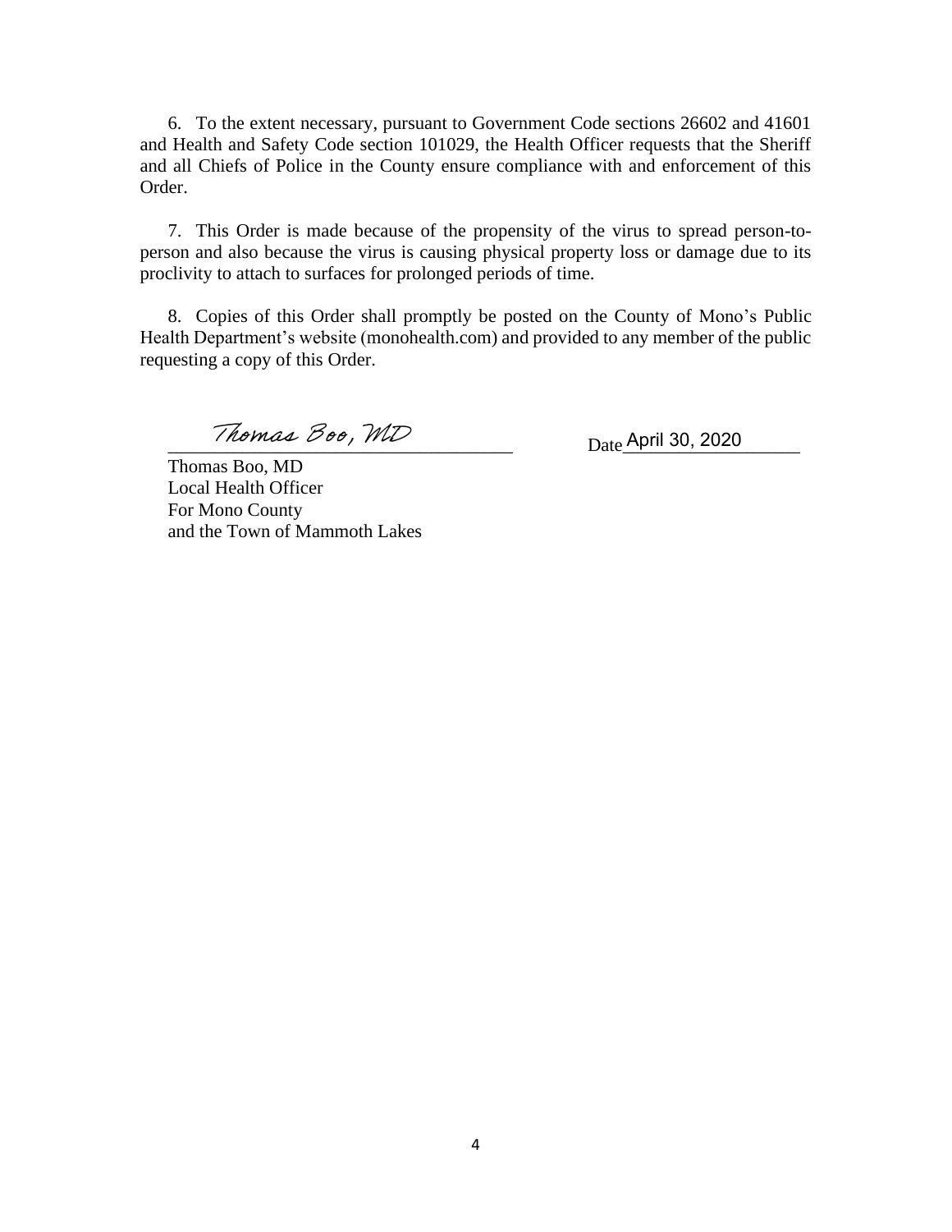6. To the extent necessary, pursuant to Government Code sections 26602 and 41601 and Health and Safety Code section 101029, the Health Officer requests that the Sheriff and all Chiefs of Police in the County ensure compliance with and enforcement of this Order.

7. This Order is made because of the propensity of the virus to spread person-to-person and also because the virus is causing physical property loss or damage due to its proclivity to attach to surfaces for prolonged periods of time.

8. Copies of this Order shall promptly be posted on the County of Mono's Public Health Department's website (monohealth.com) and provided to any member of the public requesting a copy of this Order.

*Thomas Boo, MD*
\_\_\_\_\_\_\_\_\_\_\_\_\_\_\_\_\_\_\_\_\_\_\_\_\_\_\_\_\_\_\_\_\_\_

Date April 30, 2020

Thomas Boo, MD
Local Health Officer
For Mono County
and the Town of Mammoth Lakes